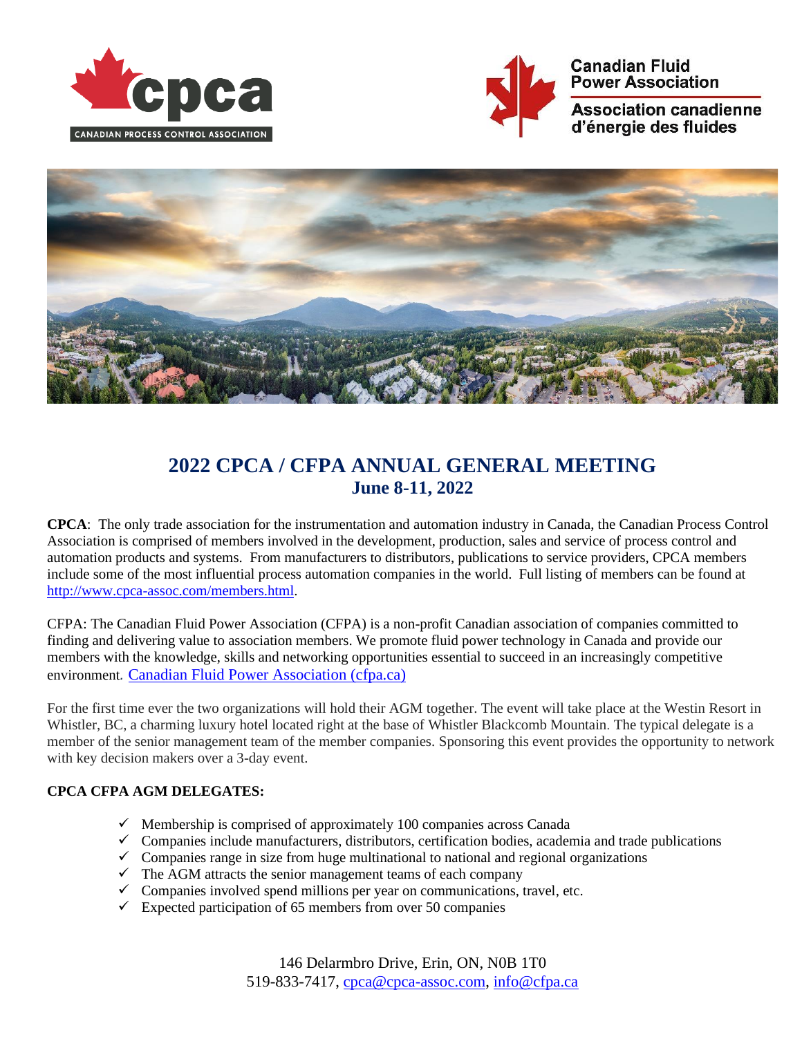# 2022 CPCA / CFPA ANNUAL GENERAL MEETING
## June 8-11, 2022

**CPCA**: The only trade association for the instrumentation and automation industry in Canada, the Canadian Process Control Association is comprised of members involved in the development, production, sales and service of process control and automation products and systems. From manufacturers to distributors, publications to service providers, CPCA members include some of the most influential process automation companies in the world. Full listing of members can be found at [http://www.cpca-assoc.com/members.html](http://www.cpca-assoc.com/members.html).

CFPA: The Canadian Fluid Power Association (CFPA) is a non-profit Canadian association of companies committed to finding and delivering value to association members. We promote fluid power technology in Canada and provide our members with the knowledge, skills and networking opportunities essential to succeed in an increasingly competitive environment. [Canadian Fluid Power Association (cfpa.ca)](https://cfpa.ca)

For the first time ever the two organizations will hold their AGM together. The event will take place at the Westin Resort in Whistler, BC, a charming luxury hotel located right at the base of Whistler Blackcomb Mountain. The typical delegate is a member of the senior management team of the member companies. Sponsoring this event provides the opportunity to network with key decision makers over a 3-day event.

**CPCA CFPA AGM DELEGATES:**

- ✓ Membership is comprised of approximately 100 companies across Canada
- ✓ Companies include manufacturers, distributors, certification bodies, academia and trade publications
- ✓ Companies range in size from huge multinational to national and regional organizations
- ✓ The AGM attracts the senior management teams of each company
- ✓ Companies involved spend millions per year on communications, travel, etc.
- ✓ Expected participation of 65 members from over 50 companies

146 Delarmbro Drive, Erin, ON, N0B 1T0
519-833-7417, [cpca@cpca-assoc.com](mailto:cpca@cpca-assoc.com), [info@cfpa.ca](mailto:info@cfpa.ca)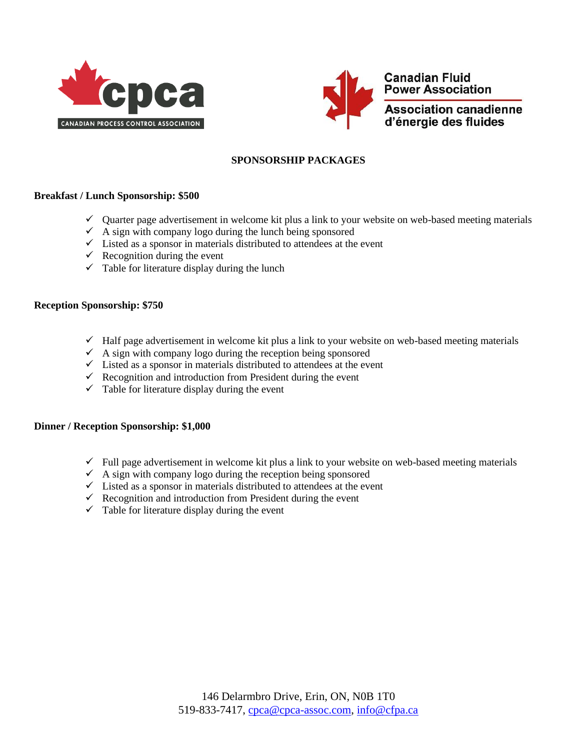CANADIAN PROCESS CONTROL ASSOCIATION

Canadian Fluid Power Association

Association canadienne d'énergie des fluides

## SPONSORSHIP PACKAGES

**Breakfast / Lunch Sponsorship: $500**

- ✓ Quarter page advertisement in welcome kit plus a link to your website on web-based meeting materials
- ✓ A sign with company logo during the lunch being sponsored
- ✓ Listed as a sponsor in materials distributed to attendees at the event
- ✓ Recognition during the event
- ✓ Table for literature display during the lunch

**Reception Sponsorship: $750**

- ✓ Half page advertisement in welcome kit plus a link to your website on web-based meeting materials
- ✓ A sign with company logo during the reception being sponsored
- ✓ Listed as a sponsor in materials distributed to attendees at the event
- ✓ Recognition and introduction from President during the event
- ✓ Table for literature display during the event

**Dinner / Reception Sponsorship: $1,000**

- ✓ Full page advertisement in welcome kit plus a link to your website on web-based meeting materials
- ✓ A sign with company logo during the reception being sponsored
- ✓ Listed as a sponsor in materials distributed to attendees at the event
- ✓ Recognition and introduction from President during the event
- ✓ Table for literature display during the event

146 Delarmbro Drive, Erin, ON, N0B 1T0
519-833-7417, cpca@cpca-assoc.com, info@cfpa.ca